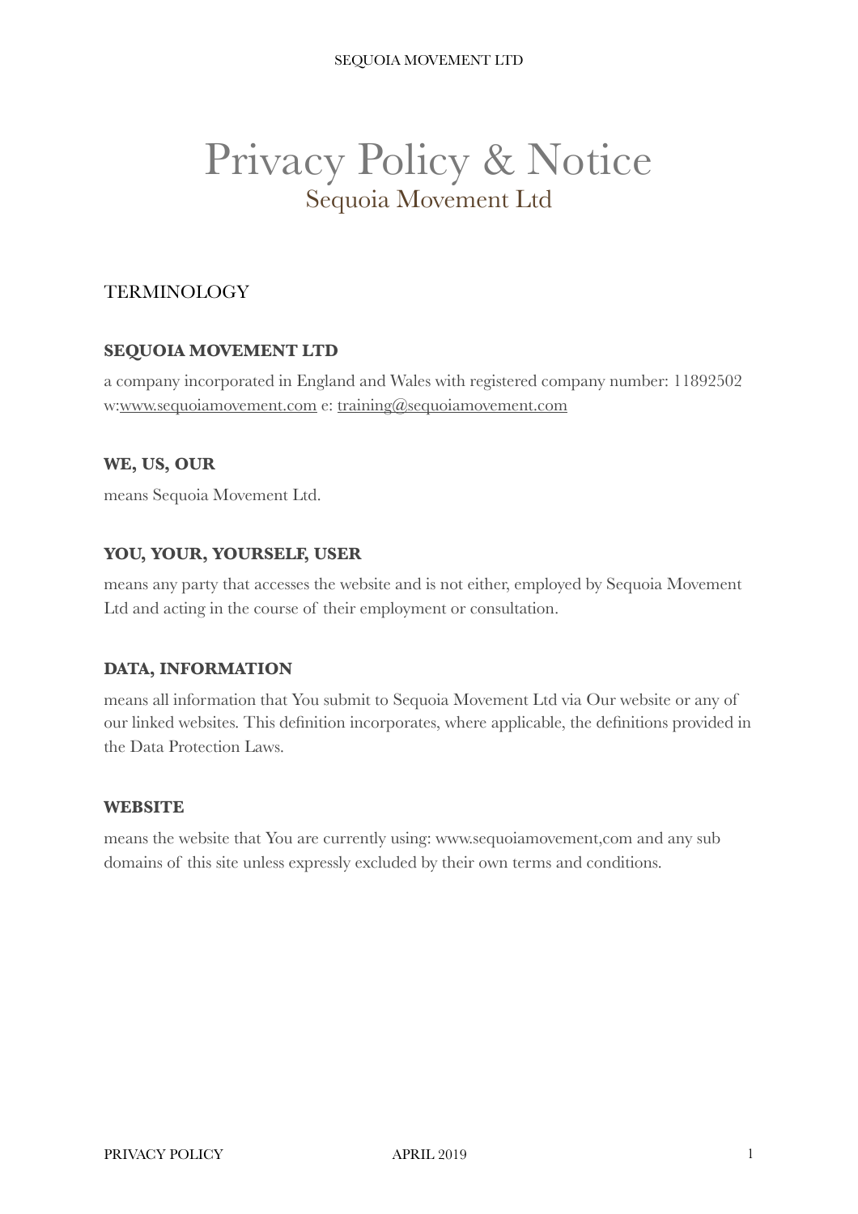# Privacy Policy & Notice

Sequoia Movement Ltd

## TERMINOLOGY

### SEQUOIA MOVEMENT LTD

a company incorporated in England and Wales with registered company number: 11892502 w:www.sequoiamovement.com e: training@sequoiamovement.com

### WE, US, OUR

means Sequoia Movement Ltd.

### YOU, YOUR, YOURSELF, USER

means any party that accesses the website and is not either, employed by Sequoia Movement Ltd and acting in the course of their employment or consultation.

### DATA, INFORMATION

means all information that You submit to Sequoia Movement Ltd via Our website or any of our linked websites. This definition incorporates, where applicable, the definitions provided in the Data Protection Laws.

### WEBSITE

means the website that You are currently using: www.sequoiamovement,com and any sub domains of this site unless expressly excluded by their own terms and conditions.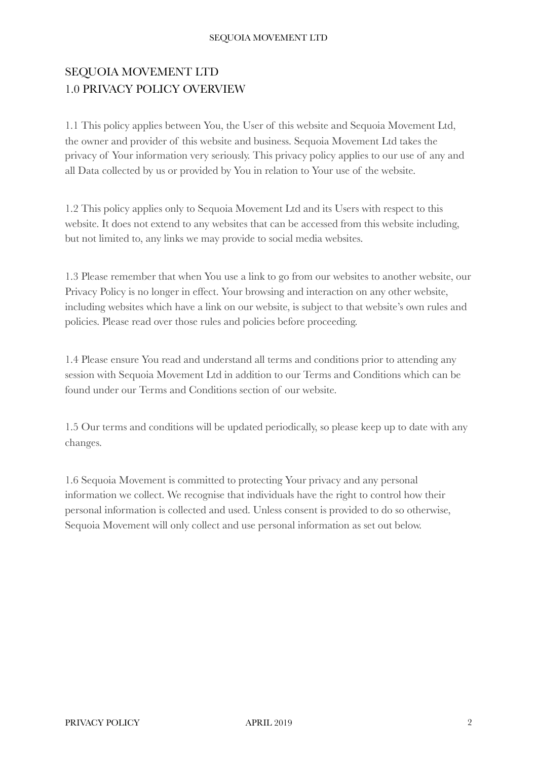# SEQUOIA MOVEMENT LTD
## 1.0 PRIVACY POLICY OVERVIEW

1.1 This policy applies between You, the User of this website and Sequoia Movement Ltd, the owner and provider of this website and business. Sequoia Movement Ltd takes the privacy of Your information very seriously. This privacy policy applies to our use of any and all Data collected by us or provided by You in relation to Your use of the website.

1.2 This policy applies only to Sequoia Movement Ltd and its Users with respect to this website. It does not extend to any websites that can be accessed from this website including, but not limited to, any links we may provide to social media websites.

1.3 Please remember that when You use a link to go from our websites to another website, our Privacy Policy is no longer in effect. Your browsing and interaction on any other website, including websites which have a link on our website, is subject to that website's own rules and policies. Please read over those rules and policies before proceeding.

1.4 Please ensure You read and understand all terms and conditions prior to attending any session with Sequoia Movement Ltd in addition to our Terms and Conditions which can be found under our Terms and Conditions section of our website.

1.5 Our terms and conditions will be updated periodically, so please keep up to date with any changes.

1.6 Sequoia Movement is committed to protecting Your privacy and any personal information we collect. We recognise that individuals have the right to control how their personal information is collected and used. Unless consent is provided to do so otherwise, Sequoia Movement will only collect and use personal information as set out below.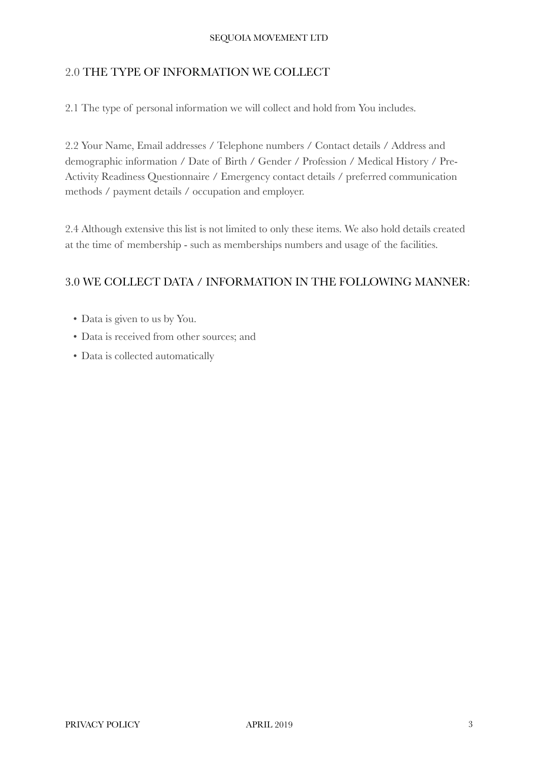## 2.0 THE TYPE OF INFORMATION WE COLLECT

2.1 The type of personal information we will collect and hold from You includes.

2.2 Your Name, Email addresses / Telephone numbers / Contact details / Address and demographic information / Date of Birth / Gender / Profession / Medical History / Pre-Activity Readiness Questionnaire / Emergency contact details / preferred communication methods / payment details / occupation and employer.

2.4 Although extensive this list is not limited to only these items. We also hold details created at the time of membership - such as memberships numbers and usage of the facilities.

## 3.0 WE COLLECT DATA / INFORMATION IN THE FOLLOWING MANNER:

- Data is given to us by You.
- Data is received from other sources; and
- Data is collected automatically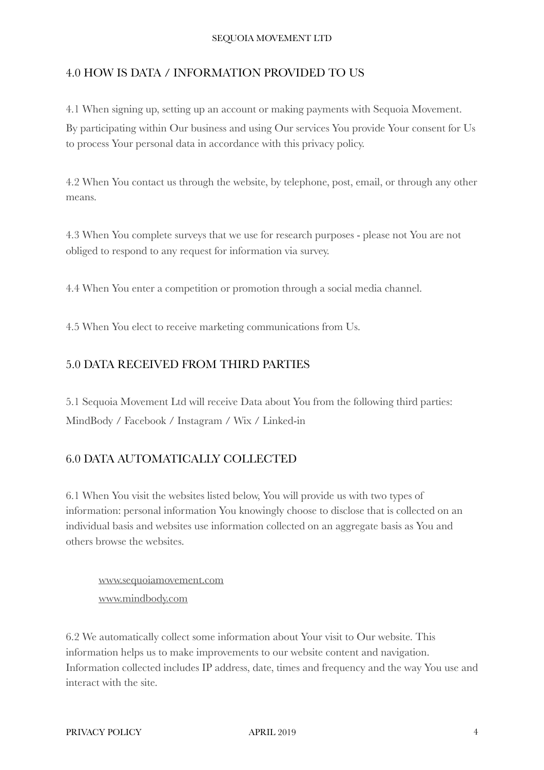## 4.0 HOW IS DATA / INFORMATION PROVIDED TO US

4.1 When signing up, setting up an account or making payments with Sequoia Movement. By participating within Our business and using Our services You provide Your consent for Us to process Your personal data in accordance with this privacy policy.

4.2 When You contact us through the website, by telephone, post, email, or through any other means.

4.3 When You complete surveys that we use for research purposes - please not You are not obliged to respond to any request for information via survey.

4.4 When You enter a competition or promotion through a social media channel.

4.5 When You elect to receive marketing communications from Us.

## 5.0 DATA RECEIVED FROM THIRD PARTIES

5.1 Sequoia Movement Ltd will receive Data about You from the following third parties: MindBody / Facebook / Instagram / Wix / Linked-in

## 6.0 DATA AUTOMATICALLY COLLECTED

6.1 When You visit the websites listed below, You will provide us with two types of information: personal information You knowingly choose to disclose that is collected on an individual basis and websites use information collected on an aggregate basis as You and others browse the websites.

www.sequoiamovement.com

www.mindbody.com

6.2 We automatically collect some information about Your visit to Our website. This information helps us to make improvements to our website content and navigation. Information collected includes IP address, date, times and frequency and the way You use and interact with the site.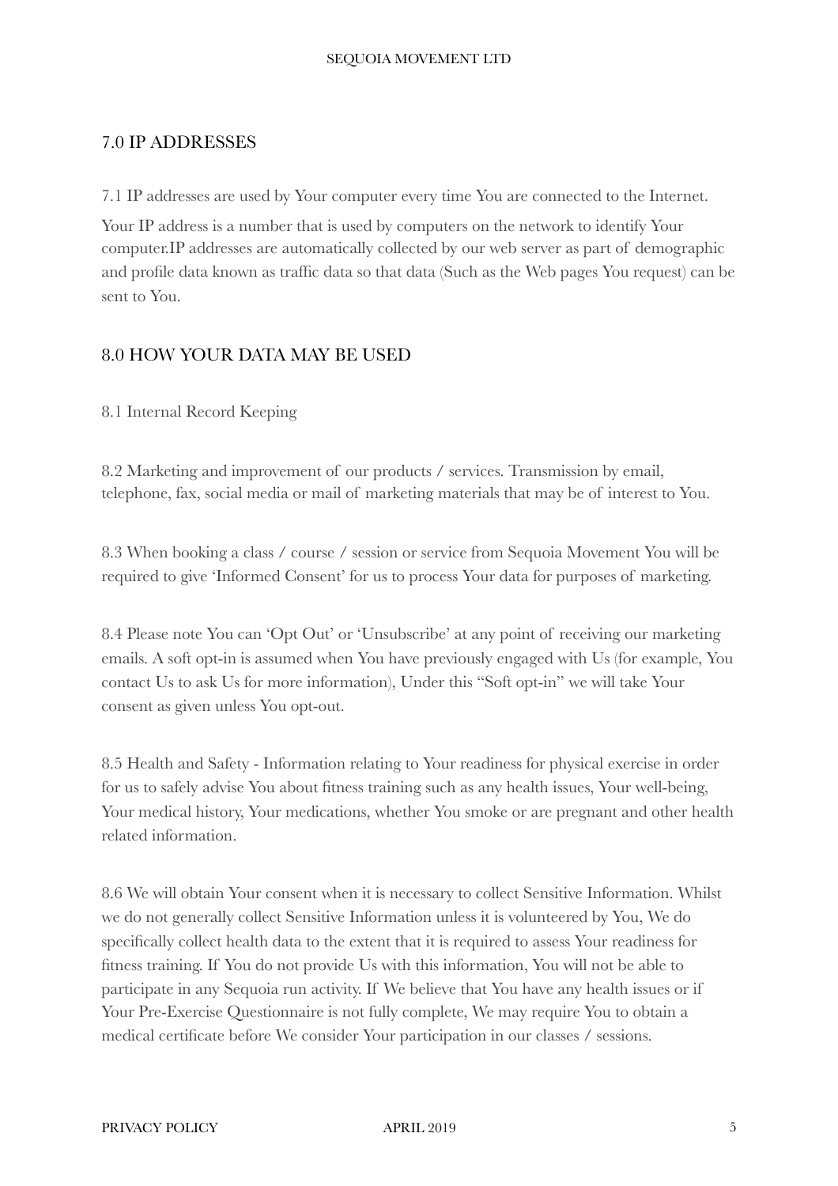## 7.0 IP ADDRESSES

7.1 IP addresses are used by Your computer every time You are connected to the Internet.

Your IP address is a number that is used by computers on the network to identify Your computer.IP addresses are automatically collected by our web server as part of demographic and profile data known as traffic data so that data (Such as the Web pages You request) can be sent to You.

## 8.0 HOW YOUR DATA MAY BE USED

8.1 Internal Record Keeping

8.2 Marketing and improvement of our products / services. Transmission by email, telephone, fax, social media or mail of marketing materials that may be of interest to You.

8.3 When booking a class / course / session or service from Sequoia Movement You will be required to give 'Informed Consent' for us to process Your data for purposes of marketing.

8.4 Please note You can 'Opt Out' or 'Unsubscribe' at any point of receiving our marketing emails. A soft opt-in is assumed when You have previously engaged with Us (for example, You contact Us to ask Us for more information), Under this "Soft opt-in" we will take Your consent as given unless You opt-out.

8.5 Health and Safety - Information relating to Your readiness for physical exercise in order for us to safely advise You about fitness training such as any health issues, Your well-being, Your medical history, Your medications, whether You smoke or are pregnant and other health related information.

8.6 We will obtain Your consent when it is necessary to collect Sensitive Information. Whilst we do not generally collect Sensitive Information unless it is volunteered by You, We do specifically collect health data to the extent that it is required to assess Your readiness for fitness training. If You do not provide Us with this information, You will not be able to participate in any Sequoia run activity. If We believe that You have any health issues or if Your Pre-Exercise Questionnaire is not fully complete, We may require You to obtain a medical certificate before We consider Your participation in our classes / sessions.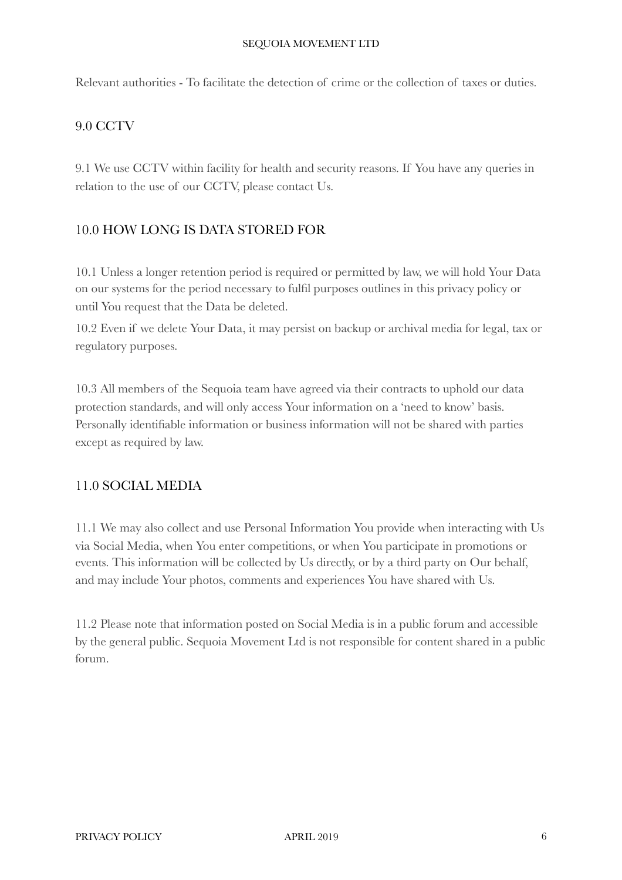Relevant authorities - To facilitate the detection of crime or the collection of taxes or duties.

## 9.0 CCTV

9.1 We use CCTV within facility for health and security reasons. If You have any queries in relation to the use of our CCTV, please contact Us.

## 10.0 HOW LONG IS DATA STORED FOR

10.1 Unless a longer retention period is required or permitted by law, we will hold Your Data on our systems for the period necessary to fulfil purposes outlines in this privacy policy or until You request that the Data be deleted.

10.2 Even if we delete Your Data, it may persist on backup or archival media for legal, tax or regulatory purposes.

10.3 All members of the Sequoia team have agreed via their contracts to uphold our data protection standards, and will only access Your information on a 'need to know' basis. Personally identifiable information or business information will not be shared with parties except as required by law.

## 11.0 SOCIAL MEDIA

11.1 We may also collect and use Personal Information You provide when interacting with Us via Social Media, when You enter competitions, or when You participate in promotions or events. This information will be collected by Us directly, or by a third party on Our behalf, and may include Your photos, comments and experiences You have shared with Us.

11.2 Please note that information posted on Social Media is in a public forum and accessible by the general public. Sequoia Movement Ltd is not responsible for content shared in a public forum.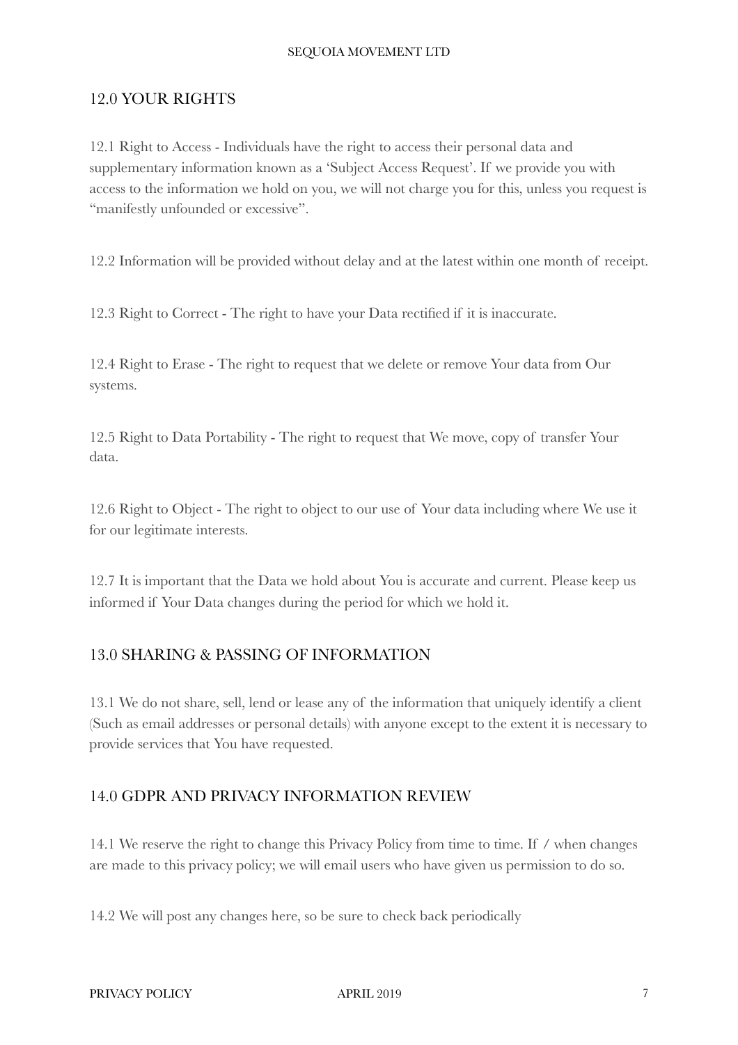## 12.0 YOUR RIGHTS

12.1 Right to Access - Individuals have the right to access their personal data and supplementary information known as a 'Subject Access Request'. If we provide you with access to the information we hold on you, we will not charge you for this, unless you request is "manifestly unfounded or excessive".

12.2 Information will be provided without delay and at the latest within one month of receipt.

12.3 Right to Correct - The right to have your Data rectified if it is inaccurate.

12.4 Right to Erase - The right to request that we delete or remove Your data from Our systems.

12.5 Right to Data Portability - The right to request that We move, copy of transfer Your data.

12.6 Right to Object - The right to object to our use of Your data including where We use it for our legitimate interests.

12.7 It is important that the Data we hold about You is accurate and current. Please keep us informed if Your Data changes during the period for which we hold it.

## 13.0 SHARING & PASSING OF INFORMATION

13.1 We do not share, sell, lend or lease any of the information that uniquely identify a client (Such as email addresses or personal details) with anyone except to the extent it is necessary to provide services that You have requested.

## 14.0 GDPR AND PRIVACY INFORMATION REVIEW

14.1 We reserve the right to change this Privacy Policy from time to time. If / when changes are made to this privacy policy; we will email users who have given us permission to do so.

14.2 We will post any changes here, so be sure to check back periodically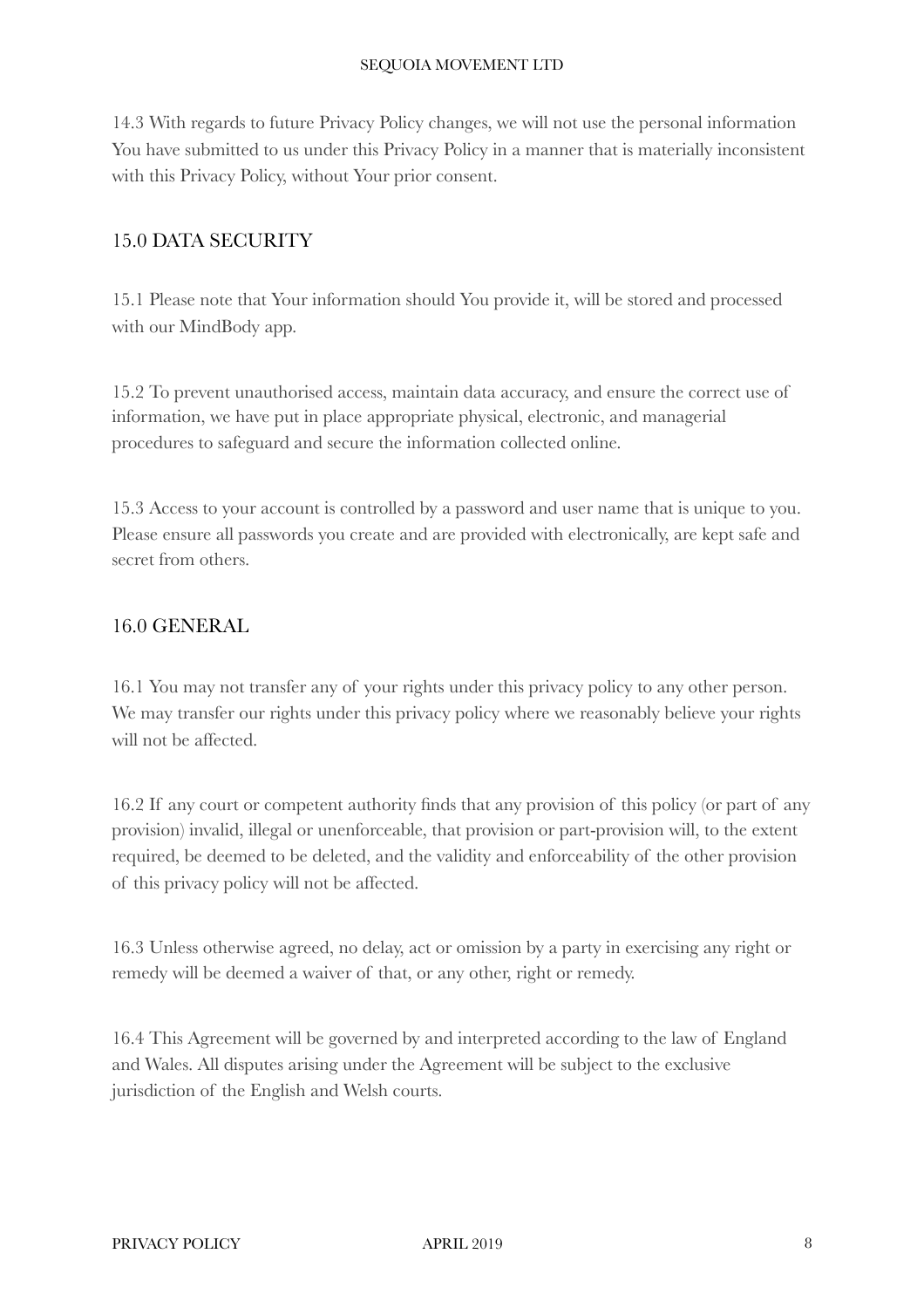14.3 With regards to future Privacy Policy changes, we will not use the personal information You have submitted to us under this Privacy Policy in a manner that is materially inconsistent with this Privacy Policy, without Your prior consent.

## 15.0 DATA SECURITY

15.1 Please note that Your information should You provide it, will be stored and processed with our MindBody app.

15.2 To prevent unauthorised access, maintain data accuracy, and ensure the correct use of information, we have put in place appropriate physical, electronic, and managerial procedures to safeguard and secure the information collected online.

15.3 Access to your account is controlled by a password and user name that is unique to you. Please ensure all passwords you create and are provided with electronically, are kept safe and secret from others.

## 16.0 GENERAL

16.1 You may not transfer any of your rights under this privacy policy to any other person. We may transfer our rights under this privacy policy where we reasonably believe your rights will not be affected.

16.2 If any court or competent authority finds that any provision of this policy (or part of any provision) invalid, illegal or unenforceable, that provision or part-provision will, to the extent required, be deemed to be deleted, and the validity and enforceability of the other provision of this privacy policy will not be affected.

16.3 Unless otherwise agreed, no delay, act or omission by a party in exercising any right or remedy will be deemed a waiver of that, or any other, right or remedy.

16.4 This Agreement will be governed by and interpreted according to the law of England and Wales. All disputes arising under the Agreement will be subject to the exclusive jurisdiction of the English and Welsh courts.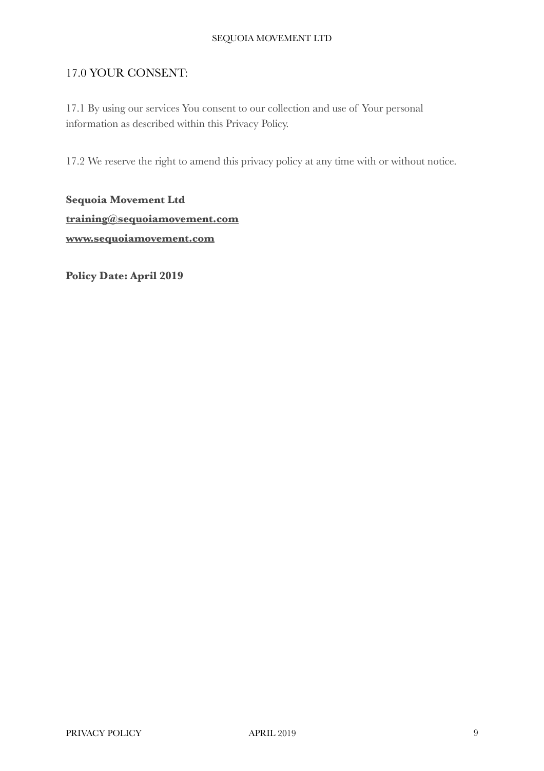## 17.0 YOUR CONSENT:

17.1 By using our services You consent to our collection and use of Your personal information as described within this Privacy Policy.

17.2 We reserve the right to amend this privacy policy at any time with or without notice.

**Sequoia Movement Ltd**
**training@sequoiamovement.com**
**www.sequoiamovement.com**

**Policy Date: April 2019**